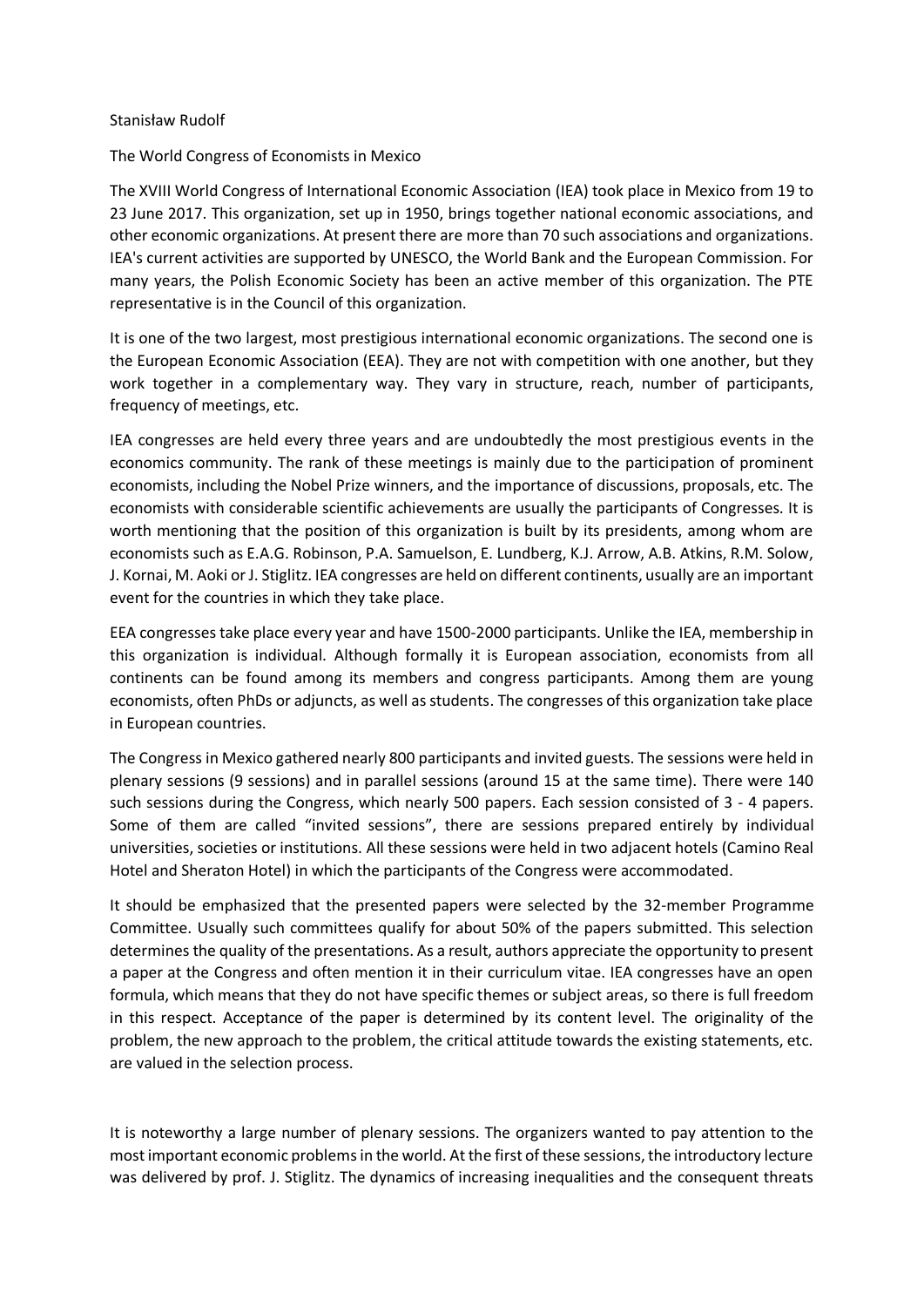Stanisław Rudolf

The World Congress of Economists in Mexico

The XVIII World Congress of International Economic Association (IEA) took place in Mexico from 19 to 23 June 2017. This organization, set up in 1950, brings together national economic associations, and other economic organizations. At present there are more than 70 such associations and organizations. IEA's current activities are supported by UNESCO, the World Bank and the European Commission. For many years, the Polish Economic Society has been an active member of this organization. The PTE representative is in the Council of this organization.

It is one of the two largest, most prestigious international economic organizations. The second one is the European Economic Association (EEA). They are not with competition with one another, but they work together in a complementary way. They vary in structure, reach, number of participants, frequency of meetings, etc.

IEA congresses are held every three years and are undoubtedly the most prestigious events in the economics community. The rank of these meetings is mainly due to the participation of prominent economists, including the Nobel Prize winners, and the importance of discussions, proposals, etc. The economists with considerable scientific achievements are usually the participants of Congresses. It is worth mentioning that the position of this organization is built by its presidents, among whom are economists such as E.A.G. Robinson, P.A. Samuelson, E. Lundberg, K.J. Arrow, A.B. Atkins, R.M. Solow, J. Kornai, M. Aoki or J. Stiglitz. IEA congresses are held on different continents, usually are an important event for the countries in which they take place.

EEA congresses take place every year and have 1500-2000 participants. Unlike the IEA, membership in this organization is individual. Although formally it is European association, economists from all continents can be found among its members and congress participants. Among them are young economists, often PhDs or adjuncts, as well as students. The congresses of this organization take place in European countries.

The Congress in Mexico gathered nearly 800 participants and invited guests. The sessions were held in plenary sessions (9 sessions) and in parallel sessions (around 15 at the same time). There were 140 such sessions during the Congress, which nearly 500 papers. Each session consisted of 3 - 4 papers. Some of them are called "invited sessions", there are sessions prepared entirely by individual universities, societies or institutions. All these sessions were held in two adjacent hotels (Camino Real Hotel and Sheraton Hotel) in which the participants of the Congress were accommodated.

It should be emphasized that the presented papers were selected by the 32-member Programme Committee. Usually such committees qualify for about 50% of the papers submitted. This selection determines the quality of the presentations. As a result, authors appreciate the opportunity to present a paper at the Congress and often mention it in their curriculum vitae. IEA congresses have an open formula, which means that they do not have specific themes or subject areas, so there is full freedom in this respect. Acceptance of the paper is determined by its content level. The originality of the problem, the new approach to the problem, the critical attitude towards the existing statements, etc. are valued in the selection process.

It is noteworthy a large number of plenary sessions. The organizers wanted to pay attention to the most important economic problems in the world. At the first of these sessions, the introductory lecture was delivered by prof. J. Stiglitz. The dynamics of increasing inequalities and the consequent threats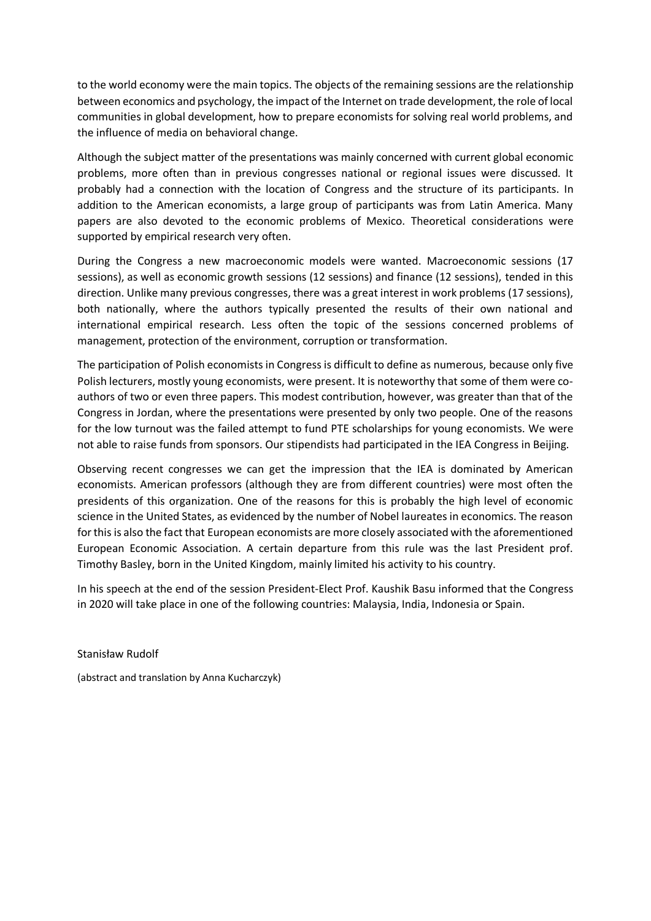to the world economy were the main topics. The objects of the remaining sessions are the relationship between economics and psychology, the impact of the Internet on trade development, the role of local communities in global development, how to prepare economists for solving real world problems, and the influence of media on behavioral change.

Although the subject matter of the presentations was mainly concerned with current global economic problems, more often than in previous congresses national or regional issues were discussed. It probably had a connection with the location of Congress and the structure of its participants. In addition to the American economists, a large group of participants was from Latin America. Many papers are also devoted to the economic problems of Mexico. Theoretical considerations were supported by empirical research very often.

During the Congress a new macroeconomic models were wanted. Macroeconomic sessions (17 sessions), as well as economic growth sessions (12 sessions) and finance (12 sessions), tended in this direction. Unlike many previous congresses, there was a great interest in work problems (17 sessions), both nationally, where the authors typically presented the results of their own national and international empirical research. Less often the topic of the sessions concerned problems of management, protection of the environment, corruption or transformation.

The participation of Polish economists in Congress is difficult to define as numerous, because only five Polish lecturers, mostly young economists, were present. It is noteworthy that some of them were co-authors of two or even three papers. This modest contribution, however, was greater than that of the Congress in Jordan, where the presentations were presented by only two people. One of the reasons for the low turnout was the failed attempt to fund PTE scholarships for young economists. We were not able to raise funds from sponsors. Our stipendists had participated in the IEA Congress in Beijing.

Observing recent congresses we can get the impression that the IEA is dominated by American economists. American professors (although they are from different countries) were most often the presidents of this organization. One of the reasons for this is probably the high level of economic science in the United States, as evidenced by the number of Nobel laureates in economics. The reason for this is also the fact that European economists are more closely associated with the aforementioned European Economic Association. A certain departure from this rule was the last President prof. Timothy Basley, born in the United Kingdom, mainly limited his activity to his country.

In his speech at the end of the session President-Elect Prof. Kaushik Basu informed that the Congress in 2020 will take place in one of the following countries: Malaysia, India, Indonesia or Spain.

Stanisław Rudolf

(abstract and translation by Anna Kucharczyk)